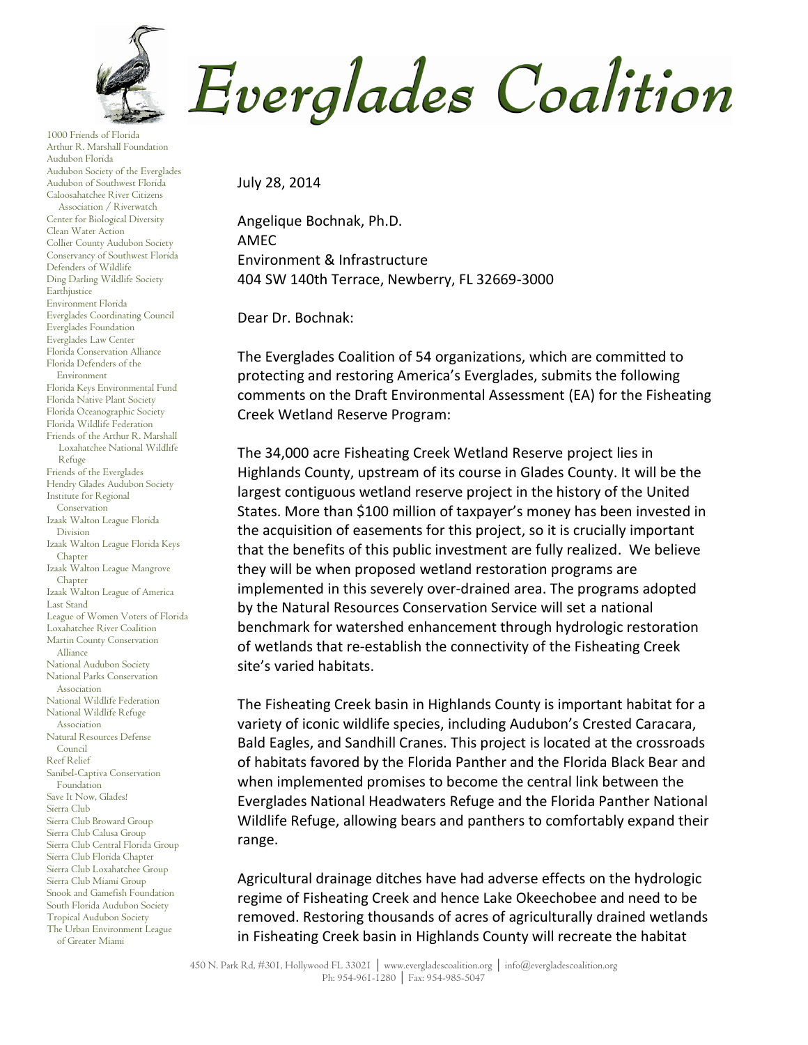# Everglades Coalition

1000 Friends of Florida
Arthur R. Marshall Foundation
Audubon Florida
Audubon Society of the Everglades
Audubon of Southwest Florida
Caloosahatchee River Citizens Association / Riverwatch
Center for Biological Diversity
Clean Water Action
Collier County Audubon Society
Conservancy of Southwest Florida
Defenders of Wildlife
Ding Darling Wildlife Society
Earthjustice
Environment Florida
Everglades Coordinating Council
Everglades Foundation
Everglades Law Center
Florida Conservation Alliance
Florida Defenders of the Environment
Florida Keys Environmental Fund
Florida Native Plant Society
Florida Oceanographic Society
Florida Wildlife Federation
Friends of the Arthur R. Marshall Loxahatchee National Wildlife Refuge
Friends of the Everglades
Hendry Glades Audubon Society
Institute for Regional Conservation
Izaak Walton League Florida Division
Izaak Walton League Florida Keys Chapter
Izaak Walton League Mangrove Chapter
Izaak Walton League of America
Last Stand
League of Women Voters of Florida
Loxahatchee River Coalition
Martin County Conservation Alliance
National Audubon Society
National Parks Conservation Association
National Wildlife Federation
National Wildlife Refuge Association
Natural Resources Defense Council
Reef Relief
Sanibel-Captiva Conservation Foundation
Save It Now, Glades!
Sierra Club
Sierra Club Broward Group
Sierra Club Calusa Group
Sierra Club Central Florida Group
Sierra Club Florida Chapter
Sierra Club Loxahatchee Group
Sierra Club Miami Group
Snook and Gamefish Foundation
South Florida Audubon Society
Tropical Audubon Society
The Urban Environment League of Greater Miami

July 28, 2014

Angelique Bochnak, Ph.D.
AMEC
Environment & Infrastructure
404 SW 140th Terrace, Newberry, FL 32669-3000

Dear Dr. Bochnak:

The Everglades Coalition of 54 organizations, which are committed to protecting and restoring America's Everglades, submits the following comments on the Draft Environmental Assessment (EA) for the Fisheating Creek Wetland Reserve Program:

The 34,000 acre Fisheating Creek Wetland Reserve project lies in Highlands County, upstream of its course in Glades County. It will be the largest contiguous wetland reserve project in the history of the United States. More than $100 million of taxpayer's money has been invested in the acquisition of easements for this project, so it is crucially important that the benefits of this public investment are fully realized. We believe they will be when proposed wetland restoration programs are implemented in this severely over-drained area. The programs adopted by the Natural Resources Conservation Service will set a national benchmark for watershed enhancement through hydrologic restoration of wetlands that re-establish the connectivity of the Fisheating Creek site's varied habitats.

The Fisheating Creek basin in Highlands County is important habitat for a variety of iconic wildlife species, including Audubon's Crested Caracara, Bald Eagles, and Sandhill Cranes. This project is located at the crossroads of habitats favored by the Florida Panther and the Florida Black Bear and when implemented promises to become the central link between the Everglades National Headwaters Refuge and the Florida Panther National Wildlife Refuge, allowing bears and panthers to comfortably expand their range.

Agricultural drainage ditches have had adverse effects on the hydrologic regime of Fisheating Creek and hence Lake Okeechobee and need to be removed. Restoring thousands of acres of agriculturally drained wetlands in Fisheating Creek basin in Highlands County will recreate the habitat

450 N. Park Rd, #301, Hollywood FL 33021 | www.evergladescoalition.org | info@evergladescoalition.org
Ph: 954-961-1280 | Fax: 954-985-5047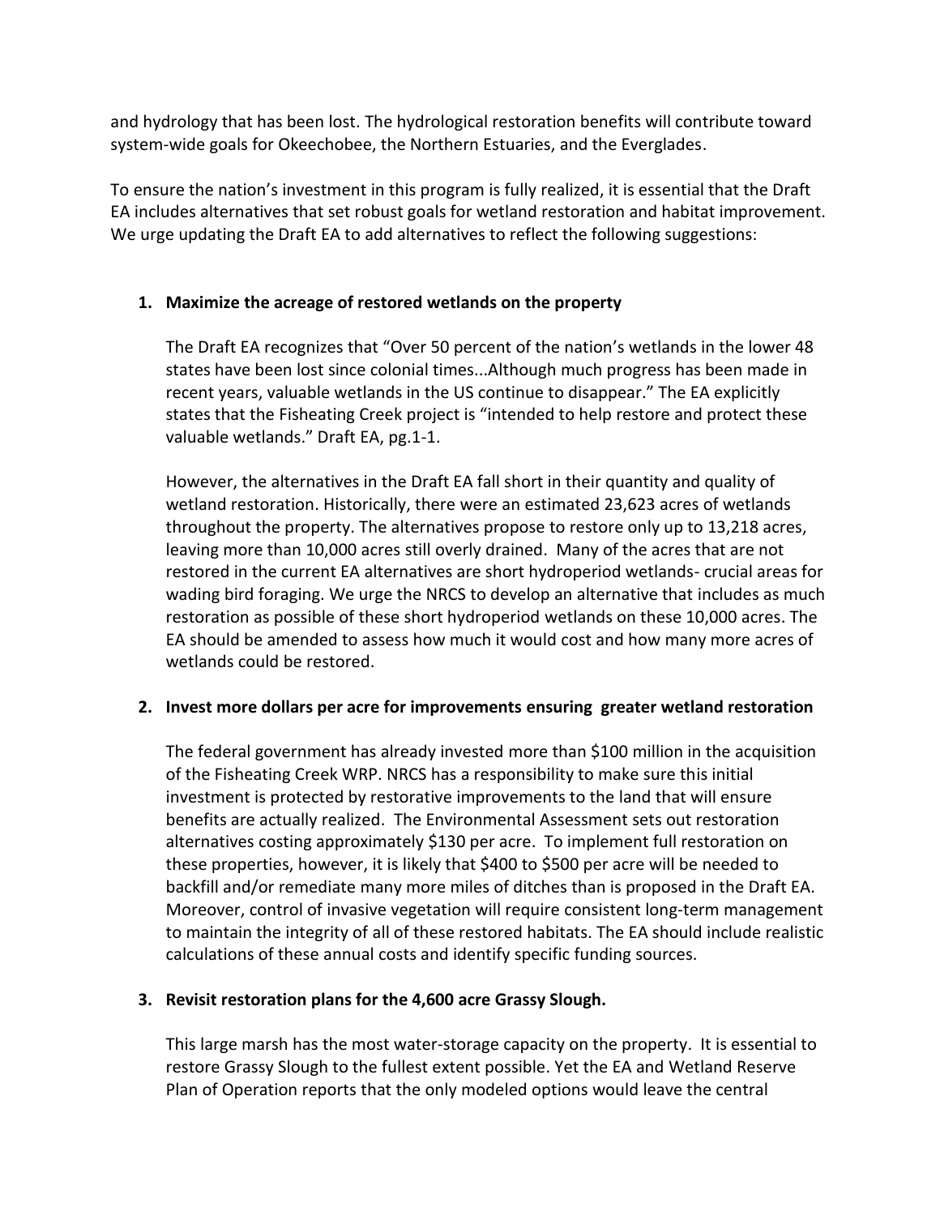and hydrology that has been lost. The hydrological restoration benefits will contribute toward system-wide goals for Okeechobee, the Northern Estuaries, and the Everglades.

To ensure the nation's investment in this program is fully realized, it is essential that the Draft EA includes alternatives that set robust goals for wetland restoration and habitat improvement. We urge updating the Draft EA to add alternatives to reflect the following suggestions:

1. **Maximize the acreage of restored wetlands on the property**

   The Draft EA recognizes that "Over 50 percent of the nation's wetlands in the lower 48 states have been lost since colonial times...Although much progress has been made in recent years, valuable wetlands in the US continue to disappear." The EA explicitly states that the Fisheating Creek project is "intended to help restore and protect these valuable wetlands." Draft EA, pg.1-1.

   However, the alternatives in the Draft EA fall short in their quantity and quality of wetland restoration. Historically, there were an estimated 23,623 acres of wetlands throughout the property. The alternatives propose to restore only up to 13,218 acres, leaving more than 10,000 acres still overly drained. Many of the acres that are not restored in the current EA alternatives are short hydroperiod wetlands- crucial areas for wading bird foraging. We urge the NRCS to develop an alternative that includes as much restoration as possible of these short hydroperiod wetlands on these 10,000 acres. The EA should be amended to assess how much it would cost and how many more acres of wetlands could be restored.

2. **Invest more dollars per acre for improvements ensuring greater wetland restoration**

   The federal government has already invested more than $100 million in the acquisition of the Fisheating Creek WRP. NRCS has a responsibility to make sure this initial investment is protected by restorative improvements to the land that will ensure benefits are actually realized. The Environmental Assessment sets out restoration alternatives costing approximately $130 per acre. To implement full restoration on these properties, however, it is likely that $400 to $500 per acre will be needed to backfill and/or remediate many more miles of ditches than is proposed in the Draft EA. Moreover, control of invasive vegetation will require consistent long-term management to maintain the integrity of all of these restored habitats. The EA should include realistic calculations of these annual costs and identify specific funding sources.

3. **Revisit restoration plans for the 4,600 acre Grassy Slough.**

   This large marsh has the most water-storage capacity on the property. It is essential to restore Grassy Slough to the fullest extent possible. Yet the EA and Wetland Reserve Plan of Operation reports that the only modeled options would leave the central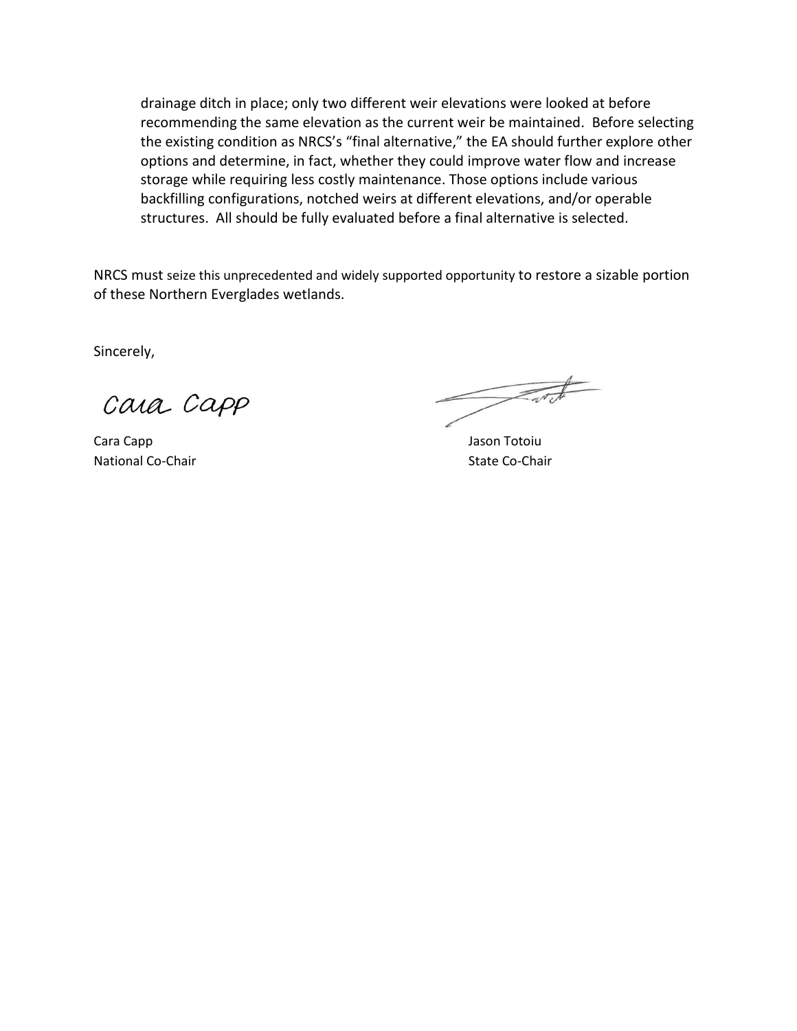drainage ditch in place; only two different weir elevations were looked at before recommending the same elevation as the current weir be maintained. Before selecting the existing condition as NRCS's "final alternative," the EA should further explore other options and determine, in fact, whether they could improve water flow and increase storage while requiring less costly maintenance. Those options include various backfilling configurations, notched weirs at different elevations, and/or operable structures. All should be fully evaluated before a final alternative is selected.

NRCS must seize this unprecedented and widely supported opportunity to restore a sizable portion of these Northern Everglades wetlands.

Sincerely,

Cara Capp
National Co-Chair

Jason Totoiu
State Co-Chair